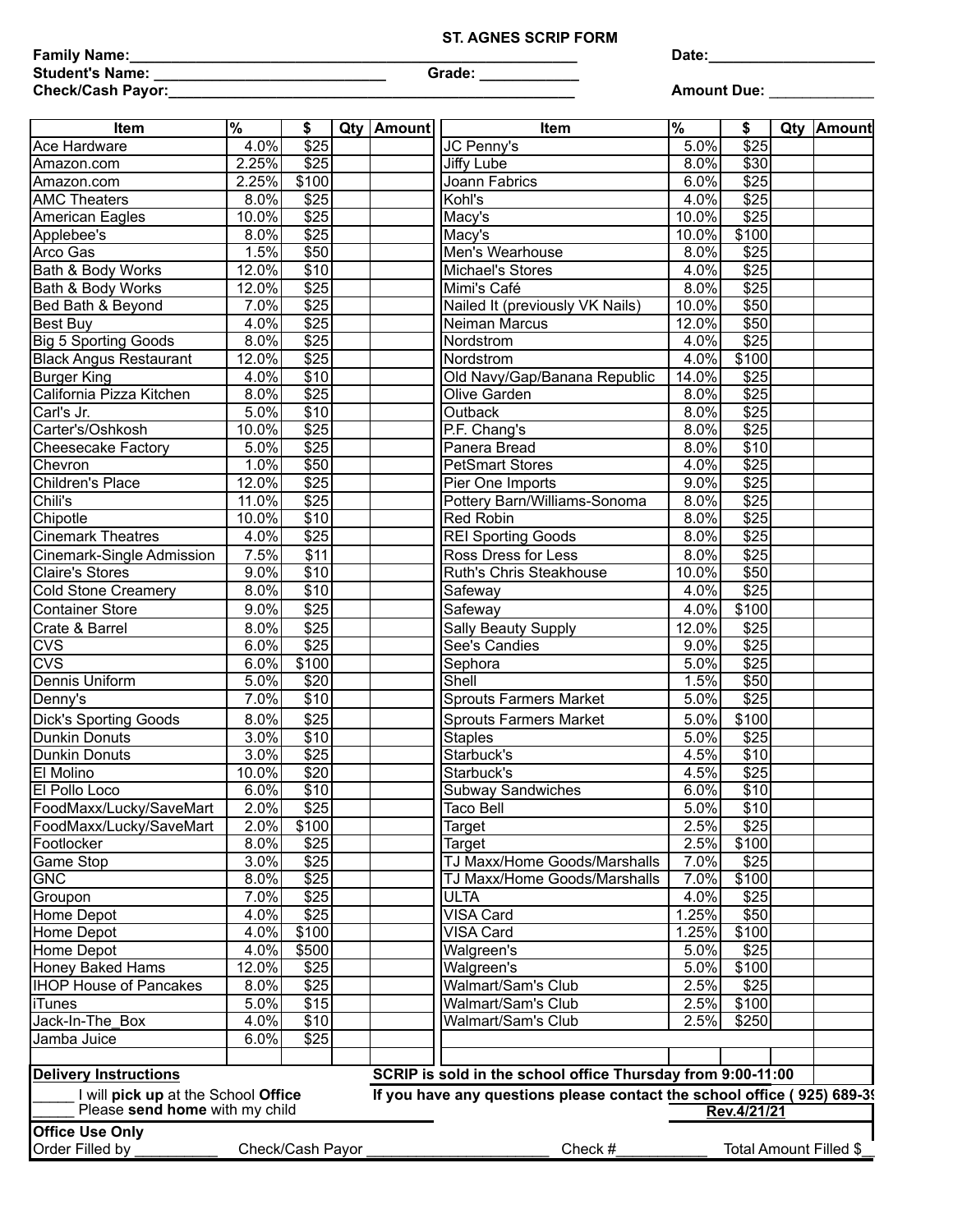# ST. AGNES SCRIP FORM

**Family Name:**___________________________________________ **Date:**____________________

**Student's Name:** ___________________________ **Grade:** ____________

**Check/Cash Payor:**_________________________________________ **Amount Due:** _____________

| Item | % | $ | Qty | Amount | Item | % | $ | Qty | Amount |
|---|---|---|---|---|---|---|---|---|---|
| Ace Hardware | 4.0% | $25 | | | JC Penny's | 5.0% | $25 | | |
| Amazon.com | 2.25% | $25 | | | Jiffy Lube | 8.0% | $30 | | |
| Amazon.com | 2.25% | $100 | | | Joann Fabrics | 6.0% | $25 | | |
| AMC Theaters | 8.0% | $25 | | | Kohl's | 4.0% | $25 | | |
| American Eagles | 10.0% | $25 | | | Macy's | 10.0% | $25 | | |
| Applebee's | 8.0% | $25 | | | Macy's | 10.0% | $100 | | |
| Arco Gas | 1.5% | $50 | | | Men's Wearhouse | 8.0% | $25 | | |
| Bath & Body Works | 12.0% | $10 | | | Michael's Stores | 4.0% | $25 | | |
| Bath & Body Works | 12.0% | $25 | | | Mimi's Café | 8.0% | $25 | | |
| Bed Bath & Beyond | 7.0% | $25 | | | Nailed It (previously VK Nails) | 10.0% | $50 | | |
| Best Buy | 4.0% | $25 | | | Neiman Marcus | 12.0% | $50 | | |
| Big 5 Sporting Goods | 8.0% | $25 | | | Nordstrom | 4.0% | $25 | | |
| Black Angus Restaurant | 12.0% | $25 | | | Nordstrom | 4.0% | $100 | | |
| Burger King | 4.0% | $10 | | | Old Navy/Gap/Banana Republic | 14.0% | $25 | | |
| California Pizza Kitchen | 8.0% | $25 | | | Olive Garden | 8.0% | $25 | | |
| Carl's Jr. | 5.0% | $10 | | | Outback | 8.0% | $25 | | |
| Carter's/Oshkosh | 10.0% | $25 | | | P.F. Chang's | 8.0% | $25 | | |
| Cheesecake Factory | 5.0% | $25 | | | Panera Bread | 8.0% | $10 | | |
| Chevron | 1.0% | $50 | | | PetSmart Stores | 4.0% | $25 | | |
| Children's Place | 12.0% | $25 | | | Pier One Imports | 9.0% | $25 | | |
| Chili's | 11.0% | $25 | | | Pottery Barn/Williams-Sonoma | 8.0% | $25 | | |
| Chipotle | 10.0% | $10 | | | Red Robin | 8.0% | $25 | | |
| Cinemark Theatres | 4.0% | $25 | | | REI Sporting Goods | 8.0% | $25 | | |
| Cinemark-Single Admission | 7.5% | $11 | | | Ross Dress for Less | 8.0% | $25 | | |
| Claire's Stores | 9.0% | $10 | | | Ruth's Chris Steakhouse | 10.0% | $50 | | |
| Cold Stone Creamery | 8.0% | $10 | | | Safeway | 4.0% | $25 | | |
| Container Store | 9.0% | $25 | | | Safeway | 4.0% | $100 | | |
| Crate & Barrel | 8.0% | $25 | | | Sally Beauty Supply | 12.0% | $25 | | |
| CVS | 6.0% | $25 | | | See's Candies | 9.0% | $25 | | |
| CVS | 6.0% | $100 | | | Sephora | 5.0% | $25 | | |
| Dennis Uniform | 5.0% | $20 | | | Shell | 1.5% | $50 | | |
| Denny's | 7.0% | $10 | | | Sprouts Farmers Market | 5.0% | $25 | | |
| Dick's Sporting Goods | 8.0% | $25 | | | Sprouts Farmers Market | 5.0% | $100 | | |
| Dunkin Donuts | 3.0% | $10 | | | Staples | 5.0% | $25 | | |
| Dunkin Donuts | 3.0% | $25 | | | Starbuck's | 4.5% | $10 | | |
| El Molino | 10.0% | $20 | | | Starbuck's | 4.5% | $25 | | |
| El Pollo Loco | 6.0% | $10 | | | Subway Sandwiches | 6.0% | $10 | | |
| FoodMaxx/Lucky/SaveMart | 2.0% | $25 | | | Taco Bell | 5.0% | $10 | | |
| FoodMaxx/Lucky/SaveMart | 2.0% | $100 | | | Target | 2.5% | $25 | | |
| Footlocker | 8.0% | $25 | | | Target | 2.5% | $100 | | |
| Game Stop | 3.0% | $25 | | | TJ Maxx/Home Goods/Marshalls | 7.0% | $25 | | |
| GNC | 8.0% | $25 | | | TJ Maxx/Home Goods/Marshalls | 7.0% | $100 | | |
| Groupon | 7.0% | $25 | | | ULTA | 4.0% | $25 | | |
| Home Depot | 4.0% | $25 | | | VISA Card | 1.25% | $50 | | |
| Home Depot | 4.0% | $100 | | | VISA Card | 1.25% | $100 | | |
| Home Depot | 4.0% | $500 | | | Walgreen's | 5.0% | $25 | | |
| Honey Baked Hams | 12.0% | $25 | | | Walgreen's | 5.0% | $100 | | |
| IHOP House of Pancakes | 8.0% | $25 | | | Walmart/Sam's Club | 2.5% | $25 | | |
| iTunes | 5.0% | $15 | | | Walmart/Sam's Club | 2.5% | $100 | | |
| Jack-In-The_Box | 4.0% | $10 | | | Walmart/Sam's Club | 2.5% | $250 | | |
| Jamba Juice | 6.0% | $25 | | | | | | | |
| | | | | | | | | | |

**Delivery Instructions**

_____ I will **pick up** at the School **Office**

_____ Please **send home** with my child

**SCRIP is sold in the school office Thursday from 9:00-11:00**

**If you have any questions please contact the school office ( 925) 689-3**

**Rev.4/21/21**

**Office Use Only**

Order Filled by __________ Check/Cash Payor ______________________ Check #___________ Total Amount Filled $__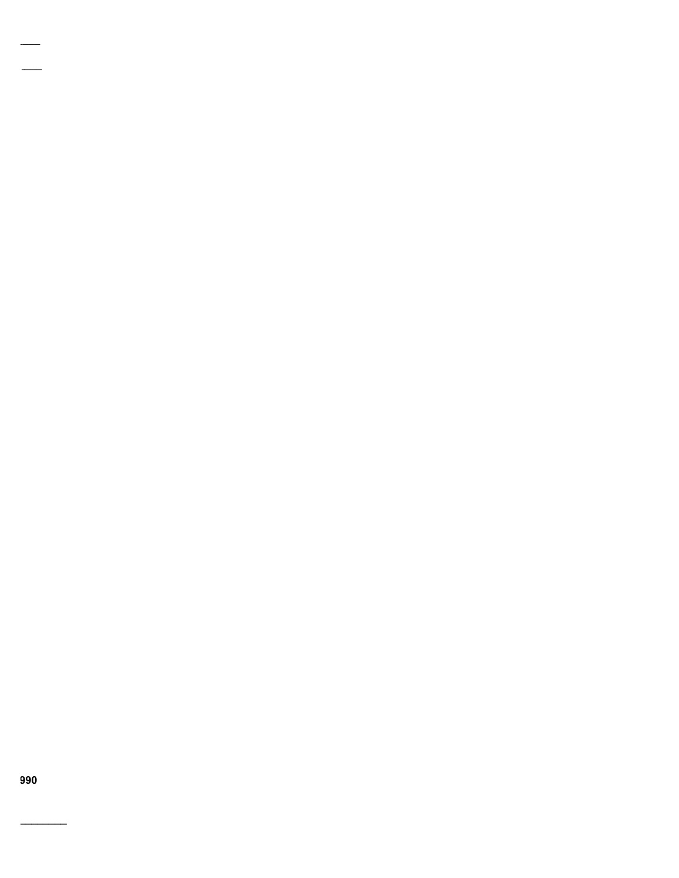990